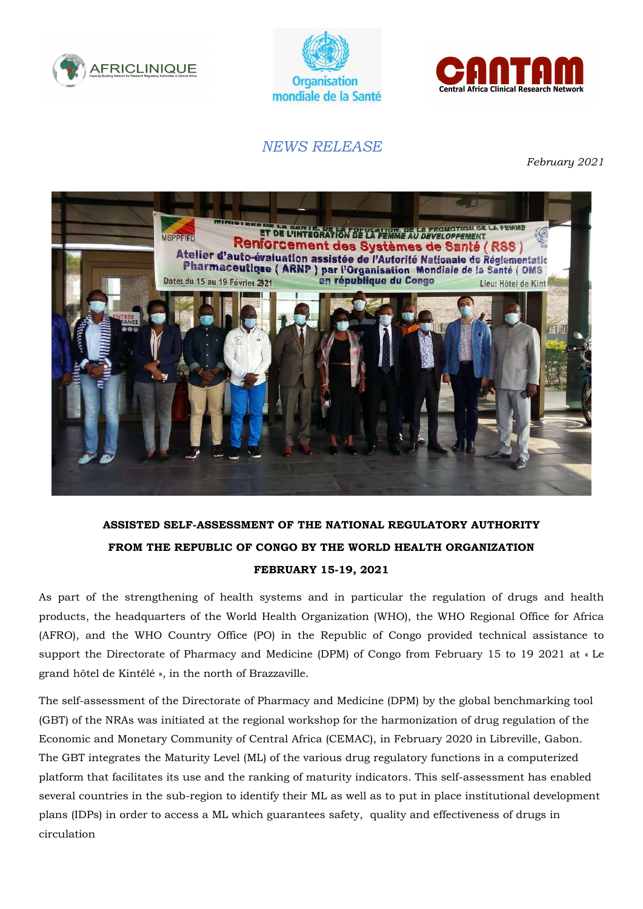*NEWS RELEASE*

*February 2021*

**ASSISTED SELF-ASSESSMENT OF THE NATIONAL REGULATORY AUTHORITY FROM THE REPUBLIC OF CONGO BY THE WORLD HEALTH ORGANIZATION**

**FEBRUARY 15-19, 2021**

As part of the strengthening of health systems and in particular the regulation of drugs and health products, the headquarters of the World Health Organization (WHO), the WHO Regional Office for Africa (AFRO), and the WHO Country Office (PO) in the Republic of Congo provided technical assistance to support the Directorate of Pharmacy and Medicine (DPM) of Congo from February 15 to 19 2021 at « Le grand hôtel de Kintélé », in the north of Brazzaville.

The self-assessment of the Directorate of Pharmacy and Medicine (DPM) by the global benchmarking tool (GBT) of the NRAs was initiated at the regional workshop for the harmonization of drug regulation of the Economic and Monetary Community of Central Africa (CEMAC), in February 2020 in Libreville, Gabon. The GBT integrates the Maturity Level (ML) of the various drug regulatory functions in a computerized platform that facilitates its use and the ranking of maturity indicators. This self-assessment has enabled several countries in the sub-region to identify their ML as well as to put in place institutional development plans (IDPs) in order to access a ML which guarantees safety, quality and effectiveness of drugs in circulation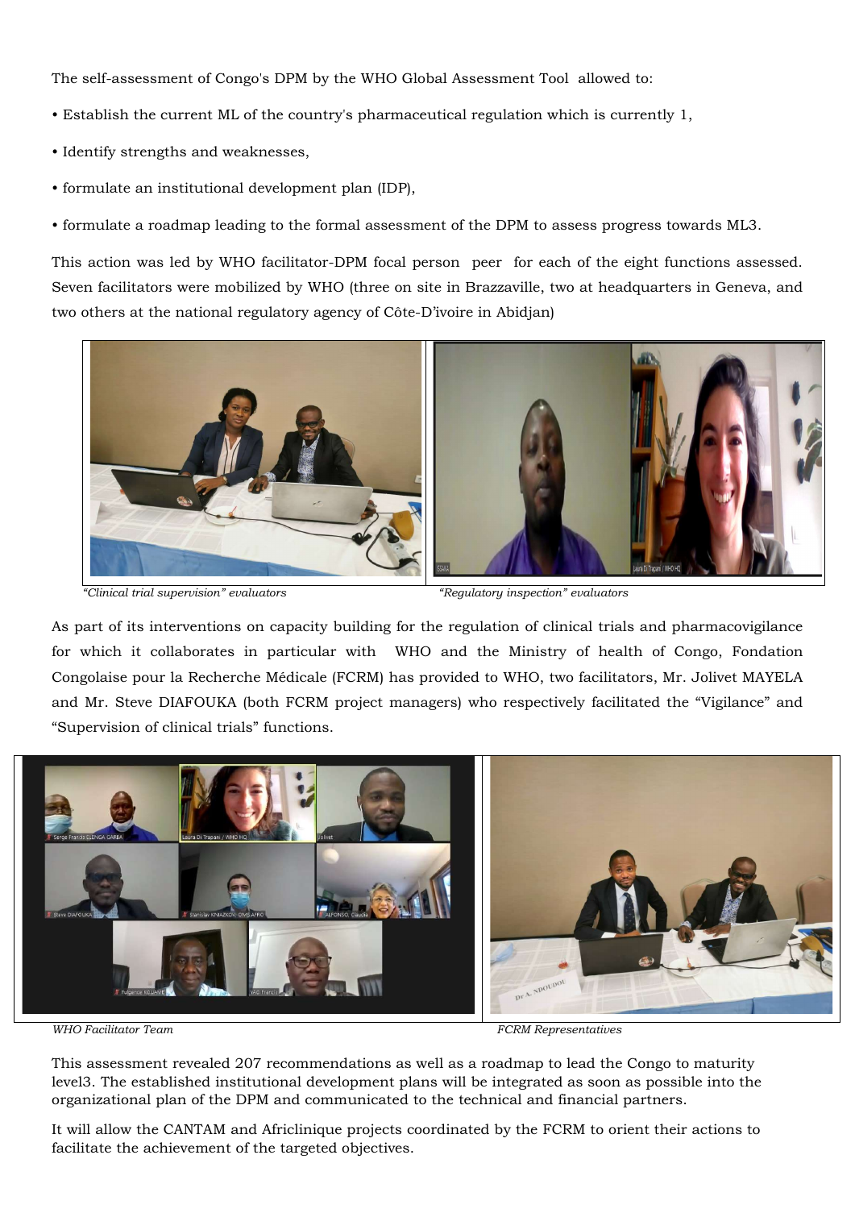The self-assessment of Congo's DPM by the WHO Global Assessment Tool allowed to:

- Establish the current ML of the country's pharmaceutical regulation which is currently 1,
- Identify strengths and weaknesses,
- formulate an institutional development plan (IDP),
- formulate a roadmap leading to the formal assessment of the DPM to assess progress towards ML3.

This action was led by WHO facilitator-DPM focal person peer for each of the eight functions assessed. Seven facilitators were mobilized by WHO (three on site in Brazzaville, two at headquarters in Geneva, and two others at the national regulatory agency of Côte-D'ivoire in Abidjan)

*"Clinical trial supervision" evaluators*

*"Regulatory inspection" evaluators*

As part of its interventions on capacity building for the regulation of clinical trials and pharmacovigilance for which it collaborates in particular with WHO and the Ministry of health of Congo, Fondation Congolaise pour la Recherche Médicale (FCRM) has provided to WHO, two facilitators, Mr. Jolivet MAYELA and Mr. Steve DIAFOUKA (both FCRM project managers) who respectively facilitated the "Vigilance" and "Supervision of clinical trials" functions.

*WHO Facilitator Team*

*FCRM Representatives*

This assessment revealed 207 recommendations as well as a roadmap to lead the Congo to maturity level3. The established institutional development plans will be integrated as soon as possible into the organizational plan of the DPM and communicated to the technical and financial partners.

It will allow the CANTAM and Africlinique projects coordinated by the FCRM to orient their actions to facilitate the achievement of the targeted objectives.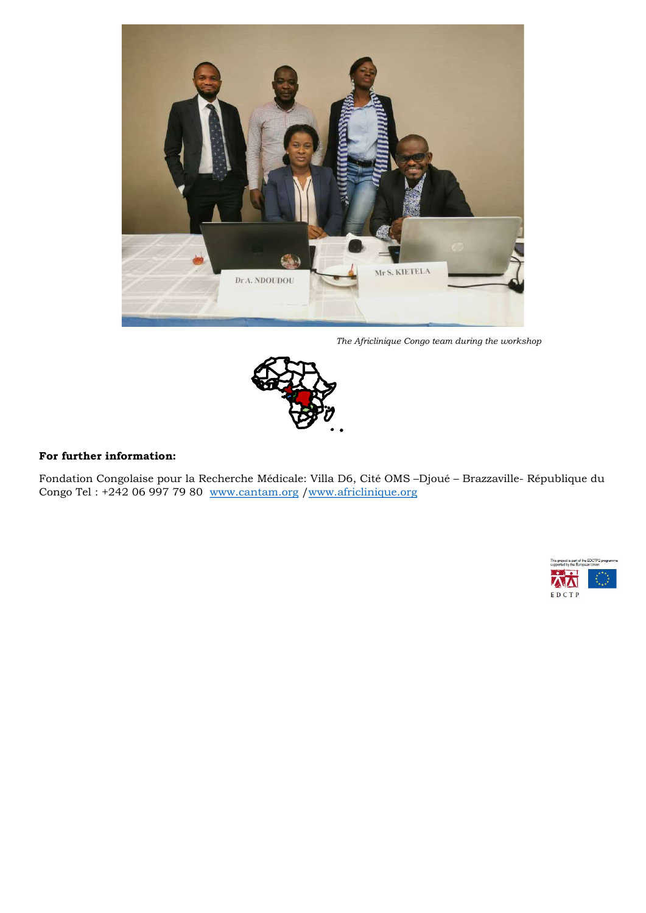*The Africlinique Congo team during the workshop*

**For further information:**

Fondation Congolaise pour la Recherche Médicale: Villa D6, Cité OMS –Djoué – Brazzaville- République du Congo Tel : +242 06 997 79 80 [www.cantam.org](http://www.cantam.org) /[www.africlinique.org](http://www.africlinique.org)

This project is part of the EDCTP2 programme supported by the European Union

EDCTP